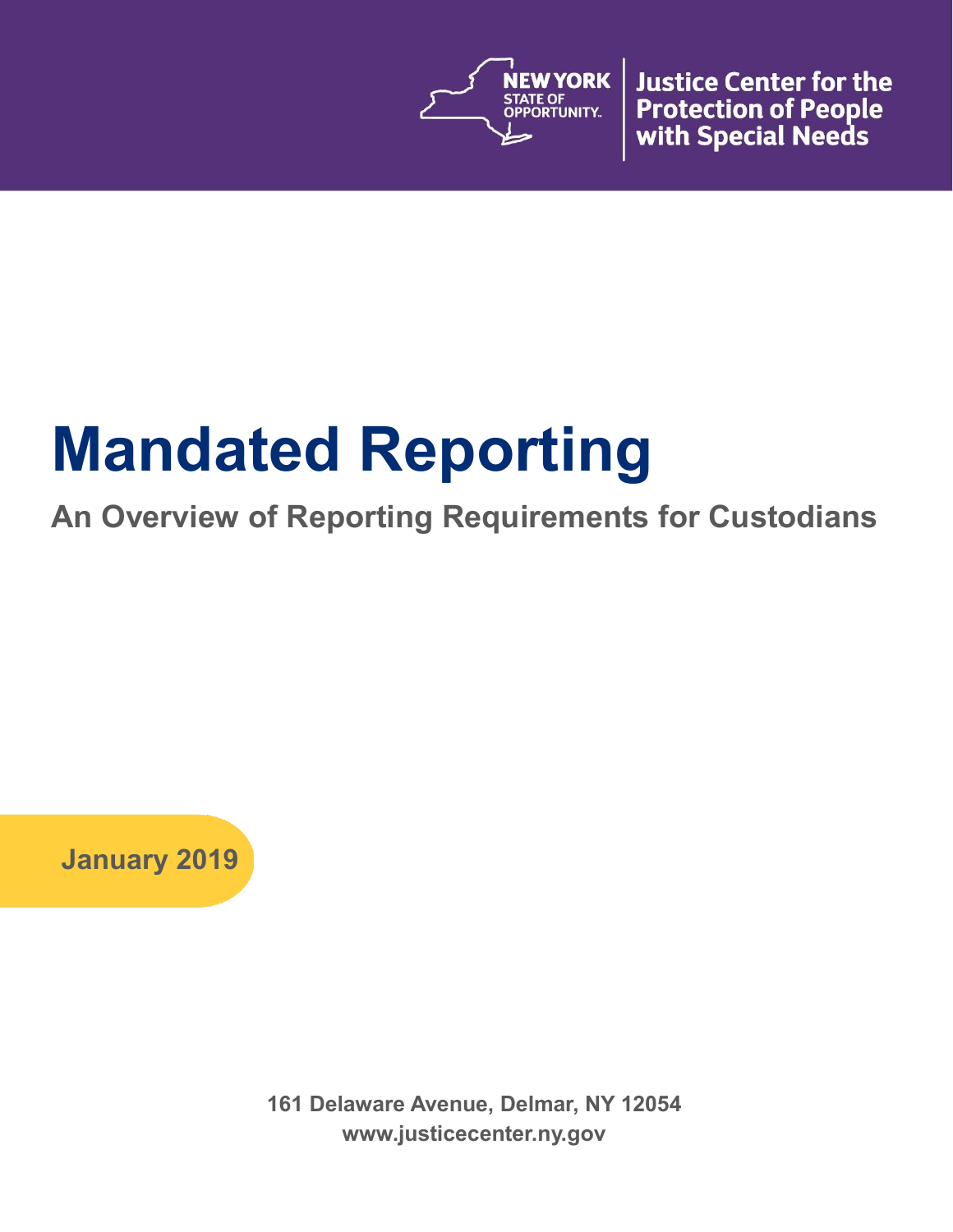NEW YORK STATE OF OPPORTUNITY. | Justice Center for the Protection of People with Special Needs

# Mandated Reporting

## An Overview of Reporting Requirements for Custodians

**January 2019**

**161 Delaware Avenue, Delmar, NY 12054**
**www.justicecenter.ny.gov**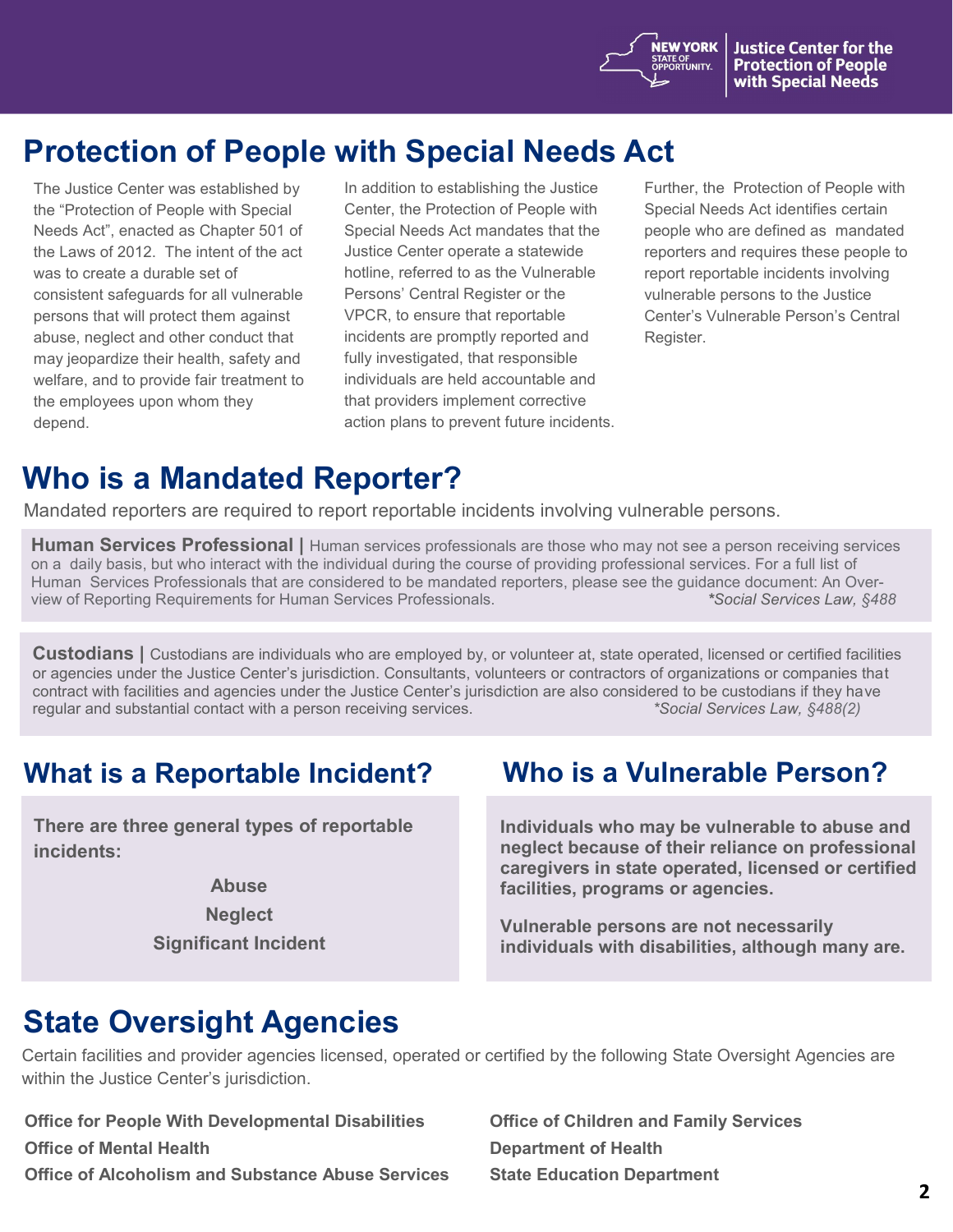# Protection of People with Special Needs Act

The Justice Center was established by the "Protection of People with Special Needs Act", enacted as Chapter 501 of the Laws of 2012. The intent of the act was to create a durable set of consistent safeguards for all vulnerable persons that will protect them against abuse, neglect and other conduct that may jeopardize their health, safety and welfare, and to provide fair treatment to the employees upon whom they depend.

In addition to establishing the Justice Center, the Protection of People with Special Needs Act mandates that the Justice Center operate a statewide hotline, referred to as the Vulnerable Persons' Central Register or the VPCR, to ensure that reportable incidents are promptly reported and fully investigated, that responsible individuals are held accountable and that providers implement corrective action plans to prevent future incidents.

Further, the Protection of People with Special Needs Act identifies certain people who are defined as mandated reporters and requires these people to report reportable incidents involving vulnerable persons to the Justice Center's Vulnerable Person's Central Register.

# Who is a Mandated Reporter?

Mandated reporters are required to report reportable incidents involving vulnerable persons.

**Human Services Professional |** Human services professionals are those who may not see a person receiving services on a daily basis, but who interact with the individual during the course of providing professional services. For a full list of Human Services Professionals that are considered to be mandated reporters, please see the guidance document: An Overview of Reporting Requirements for Human Services Professionals. *\*Social Services Law, §488*

**Custodians |** Custodians are individuals who are employed by, or volunteer at, state operated, licensed or certified facilities or agencies under the Justice Center's jurisdiction. Consultants, volunteers or contractors of organizations or companies that contract with facilities and agencies under the Justice Center's jurisdiction are also considered to be custodians if they have regular and substantial contact with a person receiving services. *\*Social Services Law, §488(2)*

## What is a Reportable Incident?

**There are three general types of reportable incidents:**

**Abuse**

**Neglect**

**Significant Incident**

## Who is a Vulnerable Person?

**Individuals who may be vulnerable to abuse and neglect because of their reliance on professional caregivers in state operated, licensed or certified facilities, programs or agencies.**

**Vulnerable persons are not necessarily individuals with disabilities, although many are.**

# State Oversight Agencies

Certain facilities and provider agencies licensed, operated or certified by the following State Oversight Agencies are within the Justice Center's jurisdiction.

**Office for People With Developmental Disabilities**

**Office of Mental Health**

**Office of Alcoholism and Substance Abuse Services**

**Office of Children and Family Services**

**Department of Health**

**State Education Department**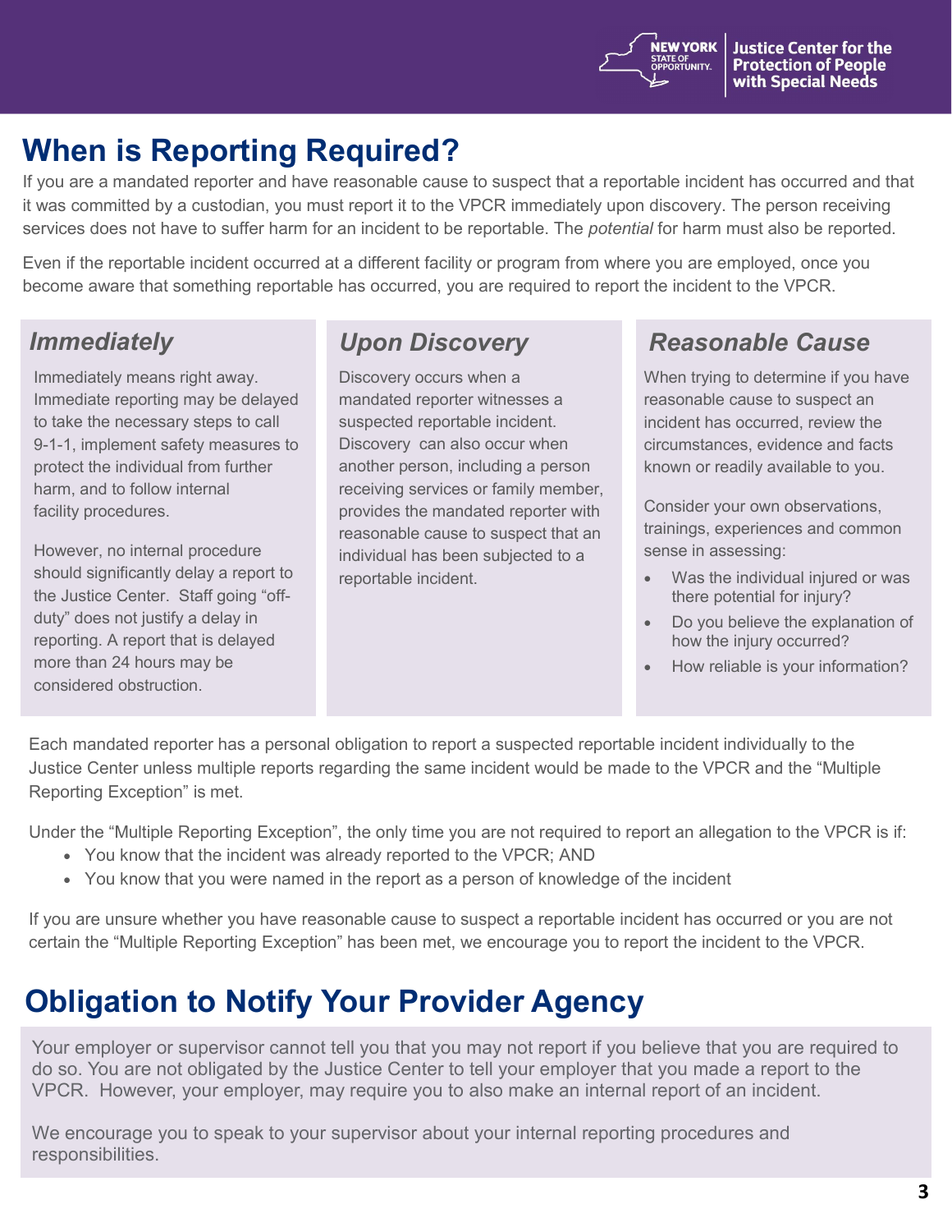## When is Reporting Required?

If you are a mandated reporter and have reasonable cause to suspect that a reportable incident has occurred and that it was committed by a custodian, you must report it to the VPCR immediately upon discovery. The person receiving services does not have to suffer harm for an incident to be reportable. The *potential* for harm must also be reported.

Even if the reportable incident occurred at a different facility or program from where you are employed, once you become aware that something reportable has occurred, you are required to report the incident to the VPCR.

### *Immediately*

Immediately means right away. Immediate reporting may be delayed to take the necessary steps to call 9-1-1, implement safety measures to protect the individual from further harm, and to follow internal facility procedures.

However, no internal procedure should significantly delay a report to the Justice Center. Staff going "off-duty" does not justify a delay in reporting. A report that is delayed more than 24 hours may be considered obstruction.

### *Upon Discovery*

Discovery occurs when a mandated reporter witnesses a suspected reportable incident. Discovery can also occur when another person, including a person receiving services or family member, provides the mandated reporter with reasonable cause to suspect that an individual has been subjected to a reportable incident.

### *Reasonable Cause*

When trying to determine if you have reasonable cause to suspect an incident has occurred, review the circumstances, evidence and facts known or readily available to you.

Consider your own observations, trainings, experiences and common sense in assessing:

- Was the individual injured or was there potential for injury?
- Do you believe the explanation of how the injury occurred?
- How reliable is your information?

Each mandated reporter has a personal obligation to report a suspected reportable incident individually to the Justice Center unless multiple reports regarding the same incident would be made to the VPCR and the "Multiple Reporting Exception" is met.

Under the "Multiple Reporting Exception", the only time you are not required to report an allegation to the VPCR is if:

- You know that the incident was already reported to the VPCR; AND
- You know that you were named in the report as a person of knowledge of the incident

If you are unsure whether you have reasonable cause to suspect a reportable incident has occurred or you are not certain the "Multiple Reporting Exception" has been met, we encourage you to report the incident to the VPCR.

## Obligation to Notify Your Provider Agency

Your employer or supervisor cannot tell you that you may not report if you believe that you are required to do so. You are not obligated by the Justice Center to tell your employer that you made a report to the VPCR. However, your employer, may require you to also make an internal report of an incident.

We encourage you to speak to your supervisor about your internal reporting procedures and responsibilities.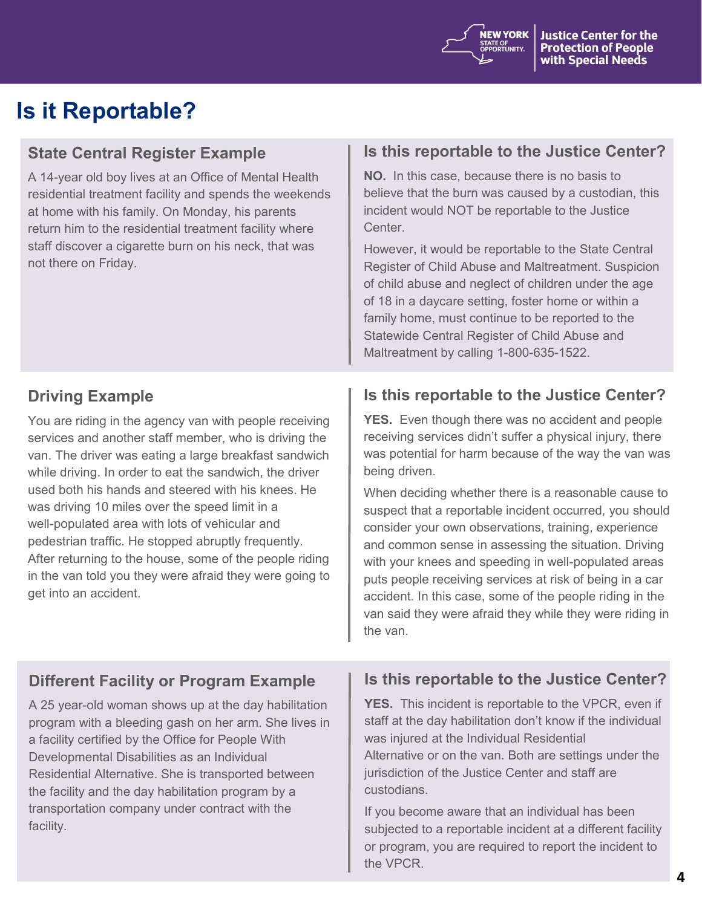# Is it Reportable?

## State Central Register Example

A 14-year old boy lives at an Office of Mental Health residential treatment facility and spends the weekends at home with his family. On Monday, his parents return him to the residential treatment facility where staff discover a cigarette burn on his neck, that was not there on Friday.

### Is this reportable to the Justice Center?

**NO.** In this case, because there is no basis to believe that the burn was caused by a custodian, this incident would NOT be reportable to the Justice Center.

However, it would be reportable to the State Central Register of Child Abuse and Maltreatment. Suspicion of child abuse and neglect of children under the age of 18 in a daycare setting, foster home or within a family home, must continue to be reported to the Statewide Central Register of Child Abuse and Maltreatment by calling 1-800-635-1522.

## Driving Example

You are riding in the agency van with people receiving services and another staff member, who is driving the van. The driver was eating a large breakfast sandwich while driving. In order to eat the sandwich, the driver used both his hands and steered with his knees. He was driving 10 miles over the speed limit in a well-populated area with lots of vehicular and pedestrian traffic. He stopped abruptly frequently. After returning to the house, some of the people riding in the van told you they were afraid they were going to get into an accident.

### Is this reportable to the Justice Center?

**YES.** Even though there was no accident and people receiving services didn't suffer a physical injury, there was potential for harm because of the way the van was being driven.

When deciding whether there is a reasonable cause to suspect that a reportable incident occurred, you should consider your own observations, training, experience and common sense in assessing the situation. Driving with your knees and speeding in well-populated areas puts people receiving services at risk of being in a car accident. In this case, some of the people riding in the van said they were afraid they while they were riding in the van.

## Different Facility or Program Example

A 25 year-old woman shows up at the day habilitation program with a bleeding gash on her arm. She lives in a facility certified by the Office for People With Developmental Disabilities as an Individual Residential Alternative. She is transported between the facility and the day habilitation program by a transportation company under contract with the facility.

### Is this reportable to the Justice Center?

**YES.** This incident is reportable to the VPCR, even if staff at the day habilitation don't know if the individual was injured at the Individual Residential Alternative or on the van. Both are settings under the jurisdiction of the Justice Center and staff are custodians.

If you become aware that an individual has been subjected to a reportable incident at a different facility or program, you are required to report the incident to the VPCR.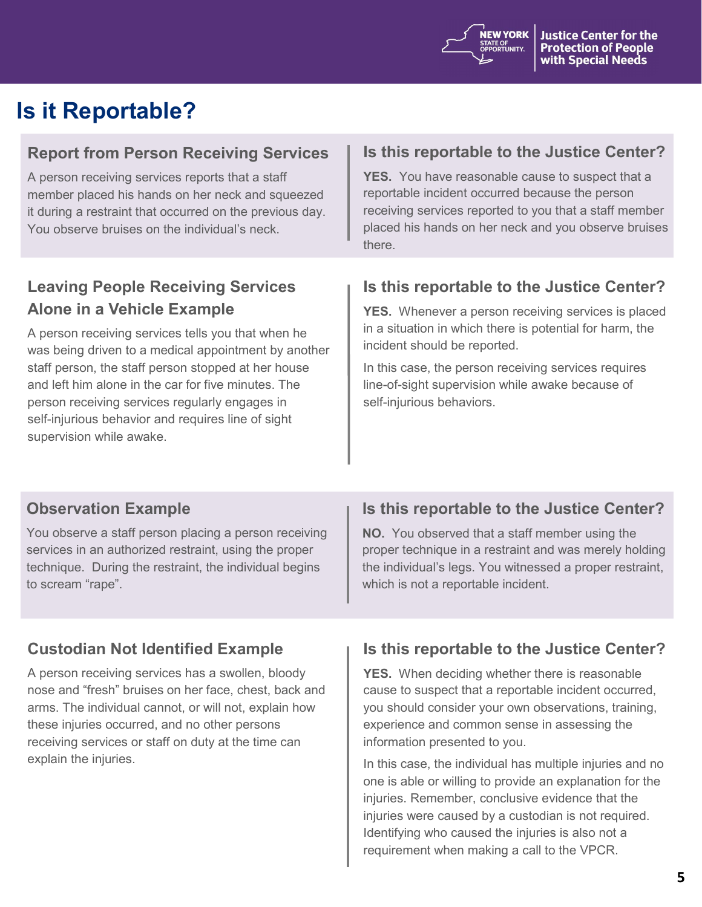# Is it Reportable?

### Report from Person Receiving Services

A person receiving services reports that a staff member placed his hands on her neck and squeezed it during a restraint that occurred on the previous day. You observe bruises on the individual's neck.

### Is this reportable to the Justice Center?

**YES.** You have reasonable cause to suspect that a reportable incident occurred because the person receiving services reported to you that a staff member placed his hands on her neck and you observe bruises there.

### Leaving People Receiving Services Alone in a Vehicle Example

A person receiving services tells you that when he was being driven to a medical appointment by another staff person, the staff person stopped at her house and left him alone in the car for five minutes. The person receiving services regularly engages in self-injurious behavior and requires line of sight supervision while awake.

### Is this reportable to the Justice Center?

**YES.** Whenever a person receiving services is placed in a situation in which there is potential for harm, the incident should be reported.

In this case, the person receiving services requires line-of-sight supervision while awake because of self-injurious behaviors.

### Observation Example

You observe a staff person placing a person receiving services in an authorized restraint, using the proper technique. During the restraint, the individual begins to scream "rape".

### Is this reportable to the Justice Center?

**NO.** You observed that a staff member using the proper technique in a restraint and was merely holding the individual's legs. You witnessed a proper restraint, which is not a reportable incident.

### Custodian Not Identified Example

A person receiving services has a swollen, bloody nose and "fresh" bruises on her face, chest, back and arms. The individual cannot, or will not, explain how these injuries occurred, and no other persons receiving services or staff on duty at the time can explain the injuries.

### Is this reportable to the Justice Center?

**YES.** When deciding whether there is reasonable cause to suspect that a reportable incident occurred, you should consider your own observations, training, experience and common sense in assessing the information presented to you.

In this case, the individual has multiple injuries and no one is able or willing to provide an explanation for the injuries. Remember, conclusive evidence that the injuries were caused by a custodian is not required. Identifying who caused the injuries is also not a requirement when making a call to the VPCR.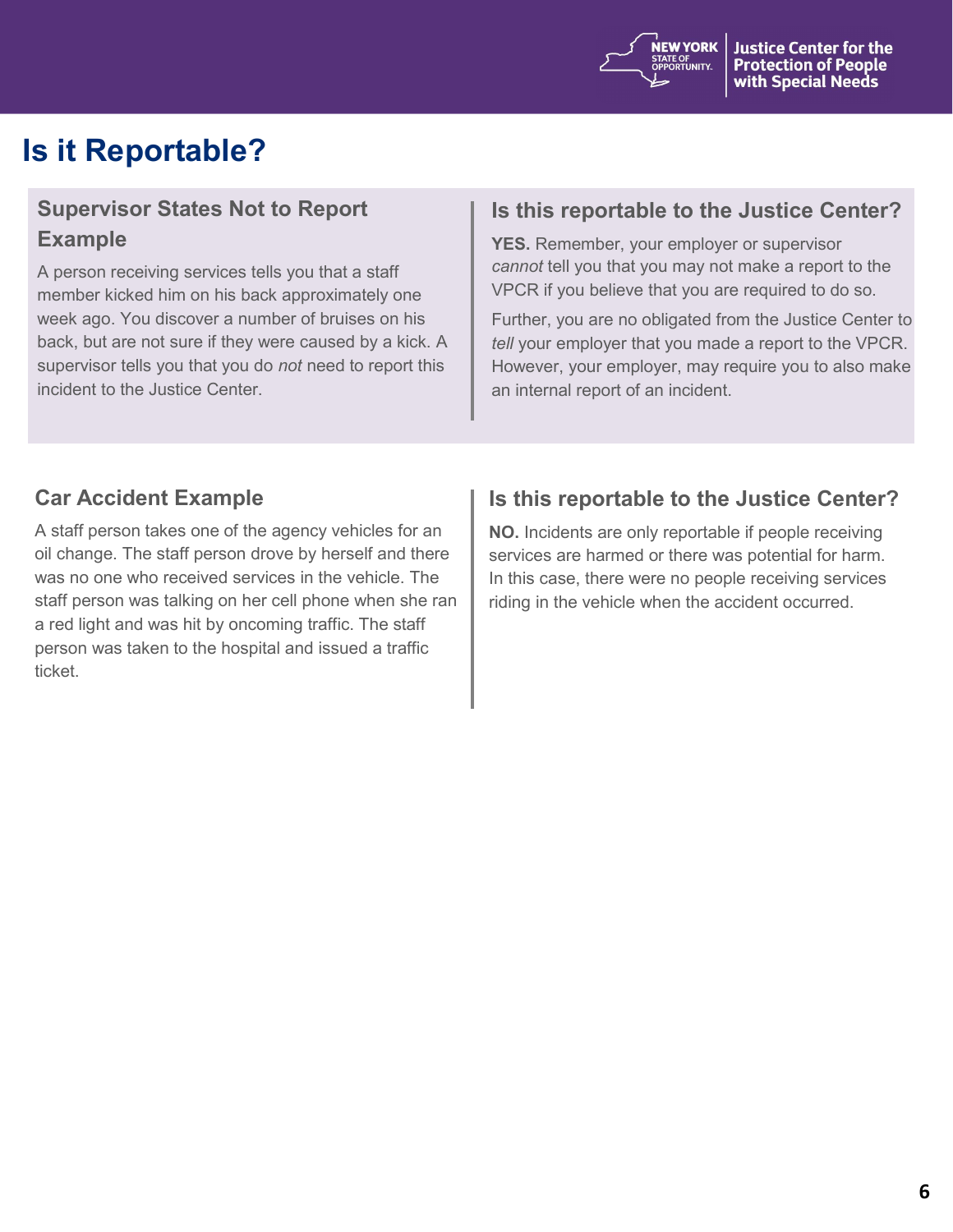# Is it Reportable?

## Supervisor States Not to Report Example

A person receiving services tells you that a staff member kicked him on his back approximately one week ago. You discover a number of bruises on his back, but are not sure if they were caused by a kick. A supervisor tells you that you do *not* need to report this incident to the Justice Center.

## Is this reportable to the Justice Center?

**YES.** Remember, your employer or supervisor *cannot* tell you that you may not make a report to the VPCR if you believe that you are required to do so.

Further, you are no obligated from the Justice Center to *tell* your employer that you made a report to the VPCR. However, your employer, may require you to also make an internal report of an incident.

## Car Accident Example

A staff person takes one of the agency vehicles for an oil change. The staff person drove by herself and there was no one who received services in the vehicle. The staff person was talking on her cell phone when she ran a red light and was hit by oncoming traffic. The staff person was taken to the hospital and issued a traffic ticket.

## Is this reportable to the Justice Center?

**NO.** Incidents are only reportable if people receiving services are harmed or there was potential for harm. In this case, there were no people receiving services riding in the vehicle when the accident occurred.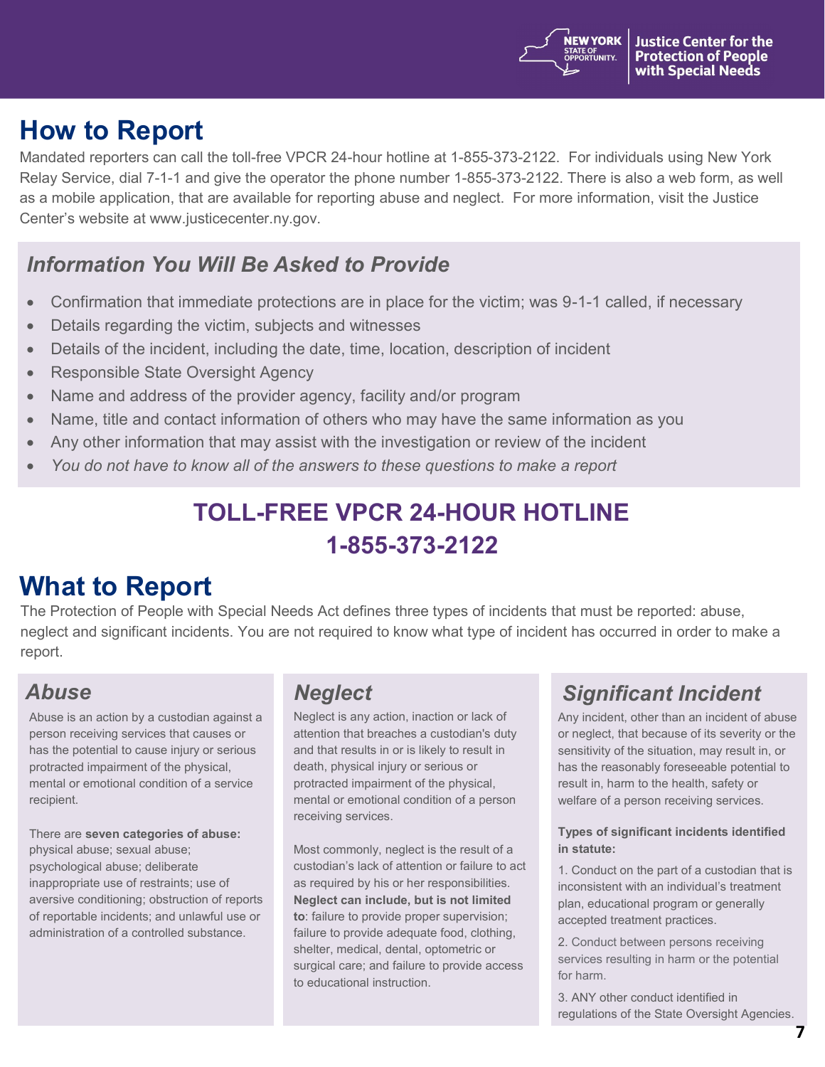## How to Report

Mandated reporters can call the toll-free VPCR 24-hour hotline at 1-855-373-2122. For individuals using New York Relay Service, dial 7-1-1 and give the operator the phone number 1-855-373-2122. There is also a web form, as well as a mobile application, that are available for reporting abuse and neglect. For more information, visit the Justice Center's website at www.justicecenter.ny.gov.

### *Information You Will Be Asked to Provide*

- Confirmation that immediate protections are in place for the victim; was 9-1-1 called, if necessary
- Details regarding the victim, subjects and witnesses
- Details of the incident, including the date, time, location, description of incident
- Responsible State Oversight Agency
- Name and address of the provider agency, facility and/or program
- Name, title and contact information of others who may have the same information as you
- Any other information that may assist with the investigation or review of the incident
- *You do not have to know all of the answers to these questions to make a report*

**TOLL-FREE VPCR 24-HOUR HOTLINE**
**1-855-373-2122**

## What to Report

The Protection of People with Special Needs Act defines three types of incidents that must be reported: abuse, neglect and significant incidents. You are not required to know what type of incident has occurred in order to make a report.

### *Abuse*

Abuse is an action by a custodian against a person receiving services that causes or has the potential to cause injury or serious protracted impairment of the physical, mental or emotional condition of a service recipient.

There are **seven categories of abuse:** physical abuse; sexual abuse; psychological abuse; deliberate inappropriate use of restraints; use of aversive conditioning; obstruction of reports of reportable incidents; and unlawful use or administration of a controlled substance.

### *Neglect*

Neglect is any action, inaction or lack of attention that breaches a custodian's duty and that results in or is likely to result in death, physical injury or serious or protracted impairment of the physical, mental or emotional condition of a person receiving services.

Most commonly, neglect is the result of a custodian's lack of attention or failure to act as required by his or her responsibilities. **Neglect can include, but is not limited to**: failure to provide proper supervision; failure to provide adequate food, clothing, shelter, medical, dental, optometric or surgical care; and failure to provide access to educational instruction.

### *Significant Incident*

Any incident, other than an incident of abuse or neglect, that because of its severity or the sensitivity of the situation, may result in, or has the reasonably foreseeable potential to result in, harm to the health, safety or welfare of a person receiving services.

**Types of significant incidents identified in statute:**

1. Conduct on the part of a custodian that is inconsistent with an individual's treatment plan, educational program or generally accepted treatment practices.
2. Conduct between persons receiving services resulting in harm or the potential for harm.
3. ANY other conduct identified in regulations of the State Oversight Agencies.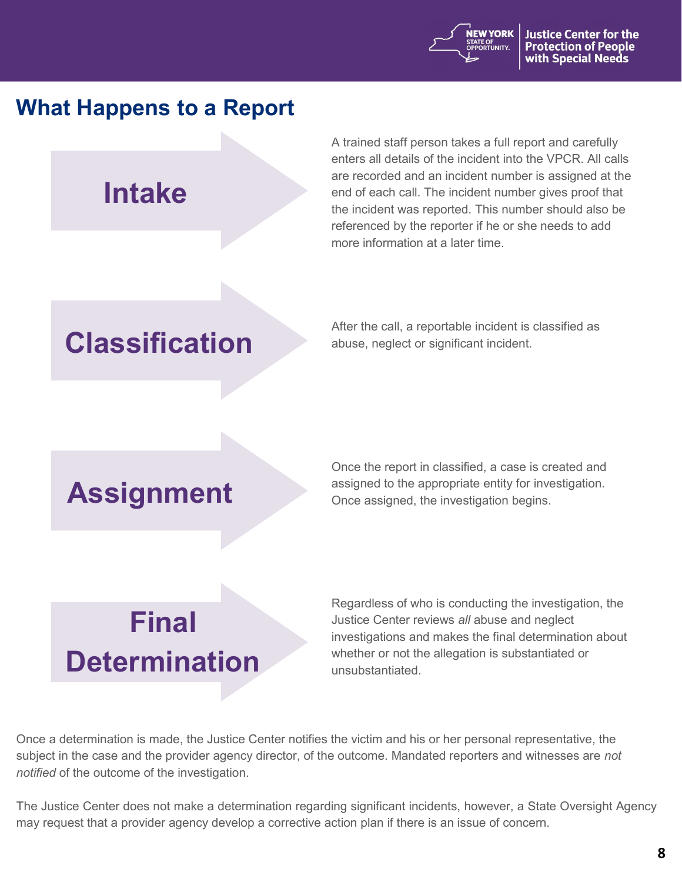## What Happens to a Report

### Intake

A trained staff person takes a full report and carefully enters all details of the incident into the VPCR. All calls are recorded and an incident number is assigned at the end of each call. The incident number gives proof that the incident was reported. This number should also be referenced by the reporter if he or she needs to add more information at a later time.

### Classification

After the call, a reportable incident is classified as abuse, neglect or significant incident.

### Assignment

Once the report in classified, a case is created and assigned to the appropriate entity for investigation. Once assigned, the investigation begins.

### Final Determination

Regardless of who is conducting the investigation, the Justice Center reviews *all* abuse and neglect investigations and makes the final determination about whether or not the allegation is substantiated or unsubstantiated.

Once a determination is made, the Justice Center notifies the victim and his or her personal representative, the subject in the case and the provider agency director, of the outcome. Mandated reporters and witnesses are *not notified* of the outcome of the investigation.

The Justice Center does not make a determination regarding significant incidents, however, a State Oversight Agency may request that a provider agency develop a corrective action plan if there is an issue of concern.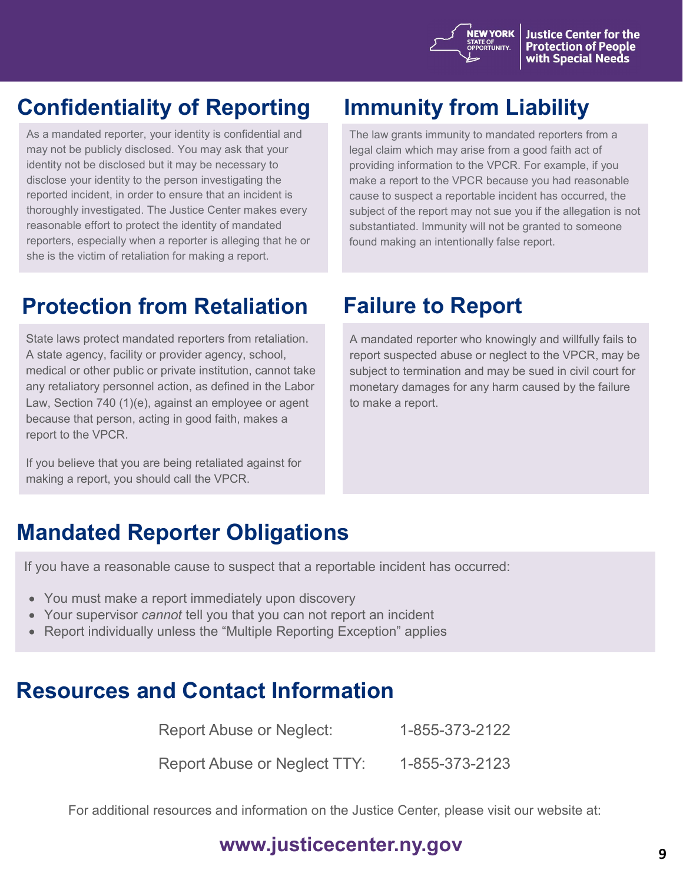## Confidentiality of Reporting

As a mandated reporter, your identity is confidential and may not be publicly disclosed. You may ask that your identity not be disclosed but it may be necessary to disclose your identity to the person investigating the reported incident, in order to ensure that an incident is thoroughly investigated. The Justice Center makes every reasonable effort to protect the identity of mandated reporters, especially when a reporter is alleging that he or she is the victim of retaliation for making a report.

## Immunity from Liability

The law grants immunity to mandated reporters from a legal claim which may arise from a good faith act of providing information to the VPCR. For example, if you make a report to the VPCR because you had reasonable cause to suspect a reportable incident has occurred, the subject of the report may not sue you if the allegation is not substantiated. Immunity will not be granted to someone found making an intentionally false report.

## Protection from Retaliation

State laws protect mandated reporters from retaliation. A state agency, facility or provider agency, school, medical or other public or private institution, cannot take any retaliatory personnel action, as defined in the Labor Law, Section 740 (1)(e), against an employee or agent because that person, acting in good faith, makes a report to the VPCR.

If you believe that you are being retaliated against for making a report, you should call the VPCR.

## Failure to Report

A mandated reporter who knowingly and willfully fails to report suspected abuse or neglect to the VPCR, may be subject to termination and may be sued in civil court for monetary damages for any harm caused by the failure to make a report.

## Mandated Reporter Obligations

If you have a reasonable cause to suspect that a reportable incident has occurred:

- You must make a report immediately upon discovery
- Your supervisor *cannot* tell you that you can not report an incident
- Report individually unless the "Multiple Reporting Exception" applies

## Resources and Contact Information

| | |
|---|---|
| Report Abuse or Neglect: | 1-855-373-2122 |
| Report Abuse or Neglect TTY: | 1-855-373-2123 |

For additional resources and information on the Justice Center, please visit our website at:

**www.justicecenter.ny.gov**